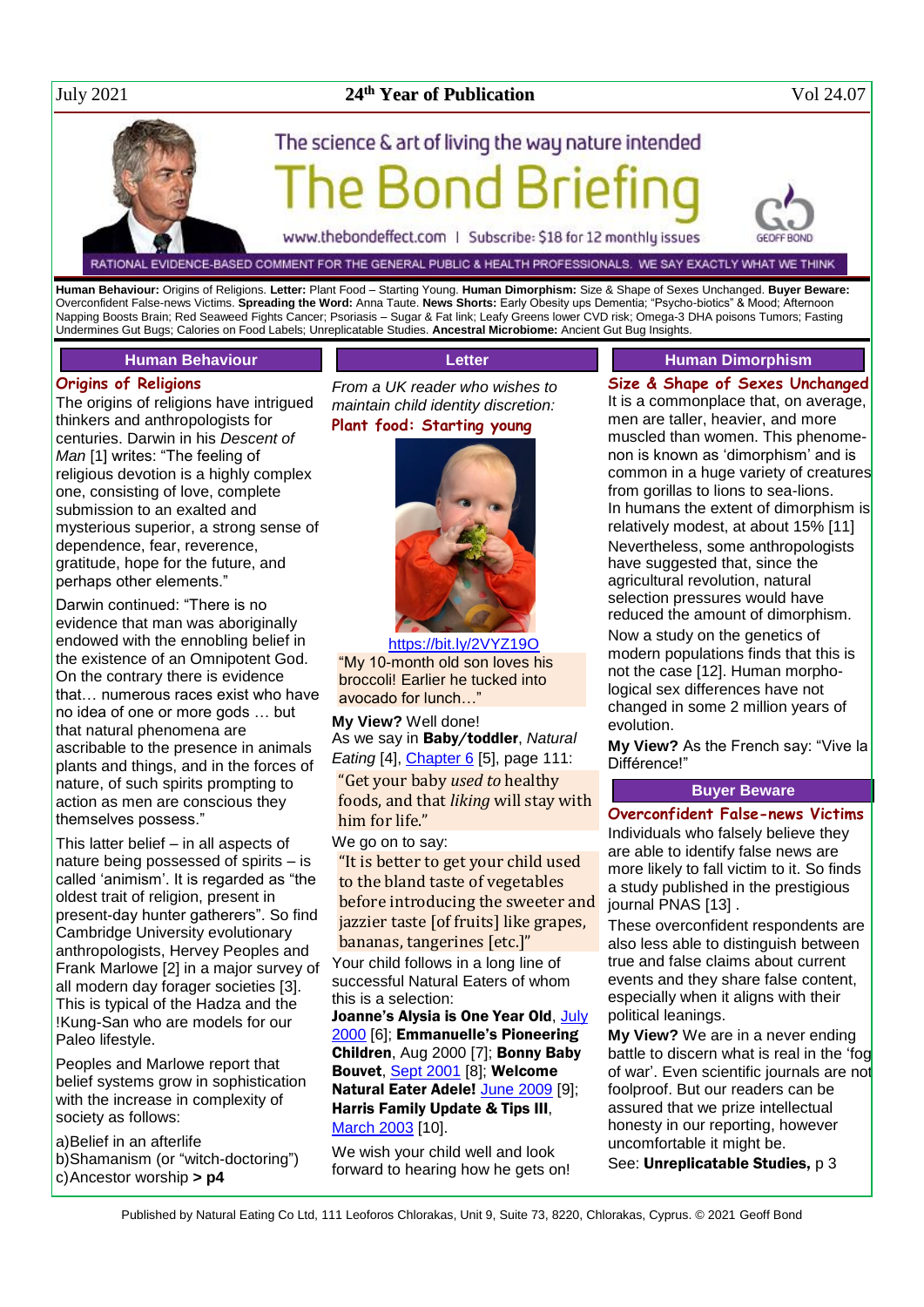July 2021 | **24th Year of Publication** | Vol 24.07

The science & art of living the way nature intended

# The Bond Briefing

www.thebondeffect.com | Subscribe: $18 for 12 monthly issues

RATIONAL EVIDENCE-BASED COMMENT FOR THE GENERAL PUBLIC & HEALTH PROFESSIONALS. WE SAY EXACTLY WHAT WE THINK

**Human Behaviour:** Origins of Religions. **Letter:** Plant Food – Starting Young. **Human Dimorphism:** Size & Shape of Sexes Unchanged. **Buyer Beware:** Overconfident False-news Victims. **Spreading the Word:** Anna Taute. **News Shorts:** Early Obesity ups Dementia; "Psycho-biotics" & Mood; Afternoon Napping Boosts Brain; Red Seaweed Fights Cancer; Psoriasis – Sugar & Fat link; Leafy Greens lower CVD risk; Omega-3 DHA poisons Tumors; Fasting Undermines Gut Bugs; Calories on Food Labels; Unreplicatable Studies. **Ancestral Microbiome:** Ancient Gut Bug Insights.

## Human Behaviour

### Origins of Religions

The origins of religions have intrigued thinkers and anthropologists for centuries. Darwin in his *Descent of Man* [1] writes: "The feeling of religious devotion is a highly complex one, consisting of love, complete submission to an exalted and mysterious superior, a strong sense of dependence, fear, reverence, gratitude, hope for the future, and perhaps other elements."

Darwin continued: "There is no evidence that man was aboriginally endowed with the ennobling belief in the existence of an Omnipotent God. On the contrary there is evidence that… numerous races exist who have no idea of one or more gods … but that natural phenomena are ascribable to the presence in animals plants and things, and in the forces of nature, of such spirits prompting to action as men are conscious they themselves possess."

This latter belief – in all aspects of nature being possessed of spirits – is called 'animism'. It is regarded as "the oldest trait of religion, present in present-day hunter gatherers". So find Cambridge University evolutionary anthropologists, Hervey Peoples and Frank Marlowe [2] in a major survey of all modern day forager societies [3]. This is typical of the Hadza and the !Kung-San who are models for our Paleo lifestyle.

Peoples and Marlowe report that belief systems grow in sophistication with the increase in complexity of society as follows:

a) Belief in an afterlife
b) Shamanism (or "witch-doctoring")
c) Ancestor worship **> p4**

## Letter

*From a UK reader who wishes to maintain child identity discretion:*

### Plant food: Starting young

https://bit.ly/2VYZ19O

"My 10-month old son loves his broccoli! Earlier he tucked into avocado for lunch…"

**My View?** Well done! As we say in **Baby/toddler**, *Natural Eating* [4], Chapter 6 [5], page 111:

> "Get your baby *used to* healthy foods, and that *liking* will stay with him for life."

We go on to say:

> "It is better to get your child used to the bland taste of vegetables before introducing the sweeter and jazzier taste [of fruits] like grapes, bananas, tangerines [etc.]"

Your child follows in a long line of successful Natural Eaters of whom this is a selection:
**Joanne's Alysia is One Year Old**, July 2000 [6]; **Emmanuelle's Pioneering Children**, Aug 2000 [7]; **Bonny Baby Bouvet**, Sept 2001 [8]; **Welcome Natural Eater Adele!** June 2009 [9]; **Harris Family Update & Tips III**, March 2003 [10].

We wish your child well and look forward to hearing how he gets on!

## Human Dimorphism

### Size & Shape of Sexes Unchanged

It is a commonplace that, on average, men are taller, heavier, and more muscled than women. This phenomenon is known as 'dimorphism' and is common in a huge variety of creatures from gorillas to lions to sea-lions. In humans the extent of dimorphism is relatively modest, at about 15% [11]

Nevertheless, some anthropologists have suggested that, since the agricultural revolution, natural selection pressures would have reduced the amount of dimorphism.

Now a study on the genetics of modern populations finds that this is not the case [12]. Human morphological sex differences have not changed in some 2 million years of evolution.

**My View?** As the French say: "Vive la Différence!"

## Buyer Beware

### Overconfident False-news Victims

Individuals who falsely believe they are able to identify false news are more likely to fall victim to it. So finds a study published in the prestigious journal PNAS [13] .

These overconfident respondents are also less able to distinguish between true and false claims about current events and they share false content, especially when it aligns with their political leanings.

**My View?** We are in a never ending battle to discern what is real in the 'fog of war'. Even scientific journals are not foolproof. But our readers can be assured that we prize intellectual honesty in our reporting, however uncomfortable it might be.

See: **Unreplicatable Studies,** p 3

Published by Natural Eating Co Ltd, 111 Leoforos Chlorakas, Unit 9, Suite 73, 8220, Chlorakas, Cyprus. © 2021 Geoff Bond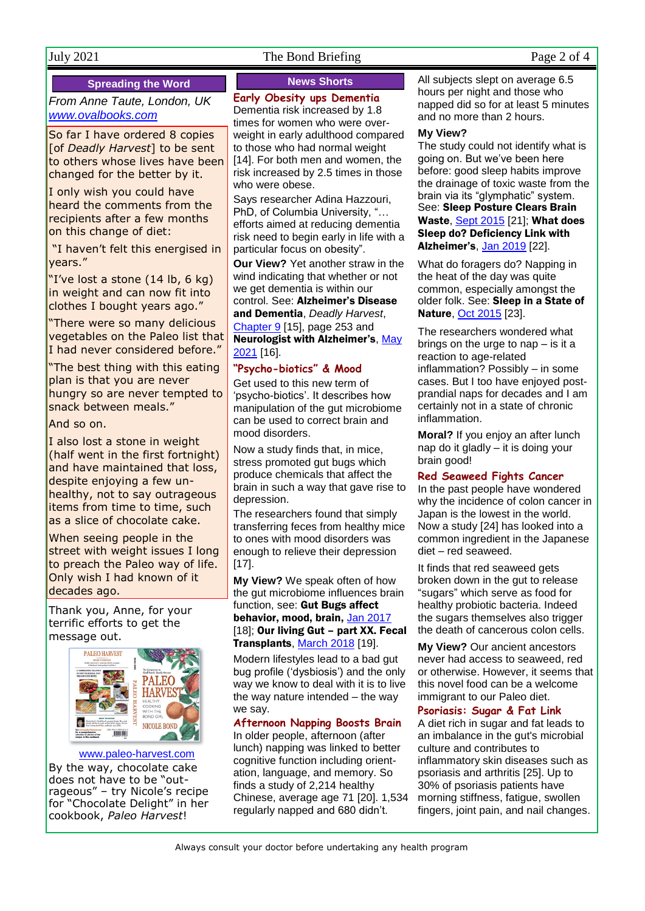## Spreading the Word

*From Anne Taute, London, UK*
*www.ovalbooks.com*

So far I have ordered 8 copies [of *Deadly Harvest*] to be sent to others whose lives have been changed for the better by it.

I only wish you could have heard the comments from the recipients after a few months on this change of diet:

"I haven't felt this energised in years."

"I've lost a stone (14 lb, 6 kg) in weight and can now fit into clothes I bought years ago."

"There were so many delicious vegetables on the Paleo list that I had never considered before."

"The best thing with this eating plan is that you are never hungry so are never tempted to snack between meals."

And so on.

I also lost a stone in weight (half went in the first fortnight) and have maintained that loss, despite enjoying a few un-healthy, not to say outrageous items from time to time, such as a slice of chocolate cake.

When seeing people in the street with weight issues I long to preach the Paleo way of life. Only wish I had known of it decades ago.

Thank you, Anne, for your terrific efforts to get the message out.

www.paleo-harvest.com

By the way, chocolate cake does not have to be "out-rageous" – try Nicole's recipe for "Chocolate Delight" in her cookbook, *Paleo Harvest*!

## News Shorts

### Early Obesity ups Dementia

Dementia risk increased by 1.8 times for women who were over-weight in early adulthood compared to those who had normal weight [14]. For both men and women, the risk increased by 2.5 times in those who were obese.

Says researcher Adina Hazzouri, PhD, of Columbia University, "… efforts aimed at reducing dementia risk need to begin early in life with a particular focus on obesity".

**Our View?** Yet another straw in the wind indicating that whether or not we get dementia is within our control. See: **Alzheimer's Disease and Dementia**, *Deadly Harvest*, Chapter 9 [15], page 253 and **Neurologist with Alzheimer's**, May 2021 [16].

### "Psycho-biotics" & Mood

Get used to this new term of 'psycho-biotics'. It describes how manipulation of the gut microbiome can be used to correct brain and mood disorders.

Now a study finds that, in mice, stress promoted gut bugs which produce chemicals that affect the brain in such a way that gave rise to depression.

The researchers found that simply transferring feces from healthy mice to ones with mood disorders was enough to relieve their depression [17].

**My View?** We speak often of how the gut microbiome influences brain function, see: **Gut Bugs affect behavior, mood, brain**, Jan 2017 [18]; **Our living Gut – part XX. Fecal Transplants**, March 2018 [19].

Modern lifestyles lead to a bad gut bug profile ('dysbiosis') and the only way we know to deal with it is to live the way nature intended – the way we say.

### Afternoon Napping Boosts Brain

In older people, afternoon (after lunch) napping was linked to better cognitive function including orient-ation, language, and memory. So finds a study of 2,214 healthy Chinese, average age 71 [20]. 1,534 regularly napped and 680 didn't.

All subjects slept on average 6.5 hours per night and those who napped did so for at least 5 minutes and no more than 2 hours.

**My View?**
The study could not identify what is going on. But we've been here before: good sleep habits improve the drainage of toxic waste from the brain via its "glymphatic" system. See: **Sleep Posture Clears Brain Waste**, Sept 2015 [21]; **What does Sleep do? Deficiency Link with Alzheimer's**, Jan 2019 [22].

What do foragers do? Napping in the heat of the day was quite common, especially amongst the older folk. See: **Sleep in a State of Nature**, Oct 2015 [23].

The researchers wondered what brings on the urge to nap – is it a reaction to age-related inflammation? Possibly – in some cases. But I too have enjoyed post-prandial naps for decades and I am certainly not in a state of chronic inflammation.

**Moral?** If you enjoy an after lunch nap do it gladly – it is doing your brain good!

### Red Seaweed Fights Cancer

In the past people have wondered why the incidence of colon cancer in Japan is the lowest in the world. Now a study [24] has looked into a common ingredient in the Japanese diet – red seaweed.

It finds that red seaweed gets broken down in the gut to release "sugars" which serve as food for healthy probiotic bacteria. Indeed the sugars themselves also trigger the death of cancerous colon cells.

**My View?** Our ancient ancestors never had access to seaweed, red or otherwise. However, it seems that this novel food can be a welcome immigrant to our Paleo diet.

### Psoriasis: Sugar & Fat Link

A diet rich in sugar and fat leads to an imbalance in the gut's microbial culture and contributes to inflammatory skin diseases such as psoriasis and arthritis [25]. Up to 30% of psoriasis patients have morning stiffness, fatigue, swollen fingers, joint pain, and nail changes.

Always consult your doctor before undertaking any health program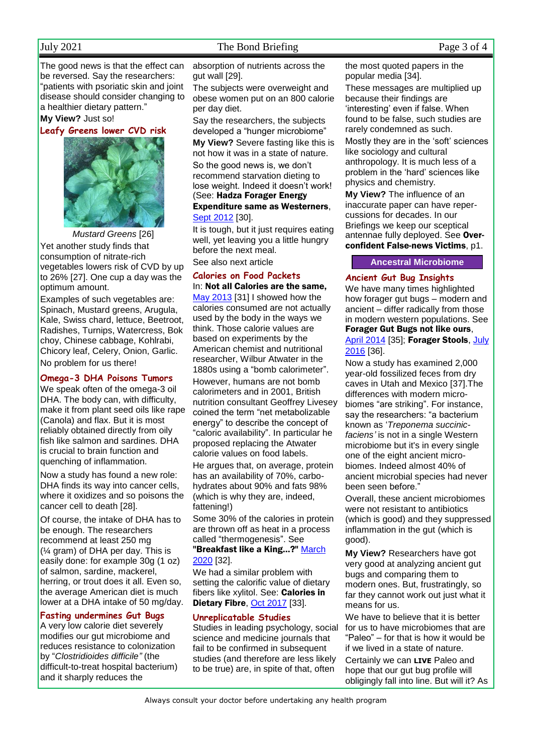The good news is that the effect can be reversed. Say the researchers: "patients with psoriatic skin and joint disease should consider changing to a healthier dietary pattern."

**My View?** Just so!

### Leafy Greens lower CVD risk

Mustard Greens [26]

Yet another study finds that consumption of nitrate-rich vegetables lowers risk of CVD by up to 26% [27]. One cup a day was the optimum amount.

Examples of such vegetables are: Spinach, Mustard greens, Arugula, Kale, Swiss chard, lettuce, Beetroot, Radishes, Turnips, Watercress, Bok choy, Chinese cabbage, Kohlrabi, Chicory leaf, Celery, Onion, Garlic.

No problem for us there!

### Omega-3 DHA Poisons Tumors

We speak often of the omega-3 oil DHA. The body can, with difficulty, make it from plant seed oils like rape (Canola) and flax. But it is most reliably obtained directly from oily fish like salmon and sardines. DHA is crucial to brain function and quenching of inflammation.

Now a study has found a new role: DHA finds its way into cancer cells, where it oxidizes and so poisons the cancer cell to death [28].

Of course, the intake of DHA has to be enough. The researchers recommend at least 250 mg (¼ gram) of DHA per day. This is easily done: for example 30g (1 oz) of salmon, sardine, mackerel, herring, or trout does it all. Even so, the average American diet is much lower at a DHA intake of 50 mg/day.

### Fasting undermines Gut Bugs

A very low calorie diet severely modifies our gut microbiome and reduces resistance to colonization by "*Clostridioides difficile*" (the difficult-to-treat hospital bacterium) and it sharply reduces the absorption of nutrients across the gut wall [29].

The subjects were overweight and obese women put on an 800 calorie per day diet.

Say the researchers, the subjects developed a "hunger microbiome".

**My View?** Severe fasting like this is not how it was in a state of nature.

So the good news is, we don't recommend starvation dieting to lose weight. Indeed it doesn't work! (See: **Hadza Forager Energy Expenditure same as Westerners**, Sept 2012 [30].

It is tough, but it just requires eating well, yet leaving you a little hungry before the next meal.

See also next article

### Calories on Food Packets

In: **Not all Calories are the same,** May 2013 [31] I showed how the calories consumed are not actually used by the body in the ways we think. Those calorie values are based on experiments by the American chemist and nutritional researcher, Wilbur Atwater in the 1880s using a "bomb calorimeter".

However, humans are not bomb calorimeters and in 2001, British nutrition consultant Geoffrey Livesey coined the term "net metabolizable energy" to describe the concept of "caloric availability". In particular he proposed replacing the Atwater calorie values on food labels.

He argues that, on average, protein has an availability of 70%, carbohydrates about 90% and fats 98% (which is why they are, indeed, fattening!)

Some 30% of the calories in protein are thrown off as heat in a process called "thermogenesis". See **"Breakfast like a King...?"** March 2020 [32].

We had a similar problem with setting the calorific value of dietary fibers like xylitol. See: **Calories in Dietary Fibre**, Oct 2017 [33].

### Unreplicatable Studies

Studies in leading psychology, social science and medicine journals that fail to be confirmed in subsequent studies (and therefore are less likely to be true) are, in spite of that, often the most quoted papers in the popular media [34].

These messages are multiplied up because their findings are 'interesting' even if false. When found to be false, such studies are rarely condemned as such.

Mostly they are in the 'soft' sciences like sociology and cultural anthropology. It is much less of a problem in the 'hard' sciences like physics and chemistry.

**My View?** The influence of an inaccurate paper can have repercussions for decades. In our Briefings we keep our sceptical antennae fully deployed. See **Over-confident False-news Victims**, p1.

## Ancestral Microbiome

### Ancient Gut Bug Insights

We have many times highlighted how forager gut bugs – modern and ancient – differ radically from those in modern western populations. See **Forager Gut Bugs not like ours**, April 2014 [35]; **Forager Stools**, July 2016 [36].

Now a study has examined 2,000 year-old fossilized feces from dry caves in Utah and Mexico [37].The differences with modern microbiomes "are striking". For instance, say the researchers: "a bacterium known as '*Treponema succinifaciens'* is not in a single Western microbiome but it's in every single one of the eight ancient microbiomes. Indeed almost 40% of ancient microbial species had never been seen before."

Overall, these ancient microbiomes were not resistant to antibiotics (which is good) and they suppressed inflammation in the gut (which is good).

**My View?** Researchers have got very good at analyzing ancient gut bugs and comparing them to modern ones. But, frustratingly, so far they cannot work out just what it means for us.

We have to believe that it is better for us to have microbiomes that are "Paleo" – for that is how it would be if we lived in a state of nature.

Certainly we can **LIVE** Paleo and hope that our gut bug profile will obligingly fall into line. But will it? As

Always consult your doctor before undertaking any health program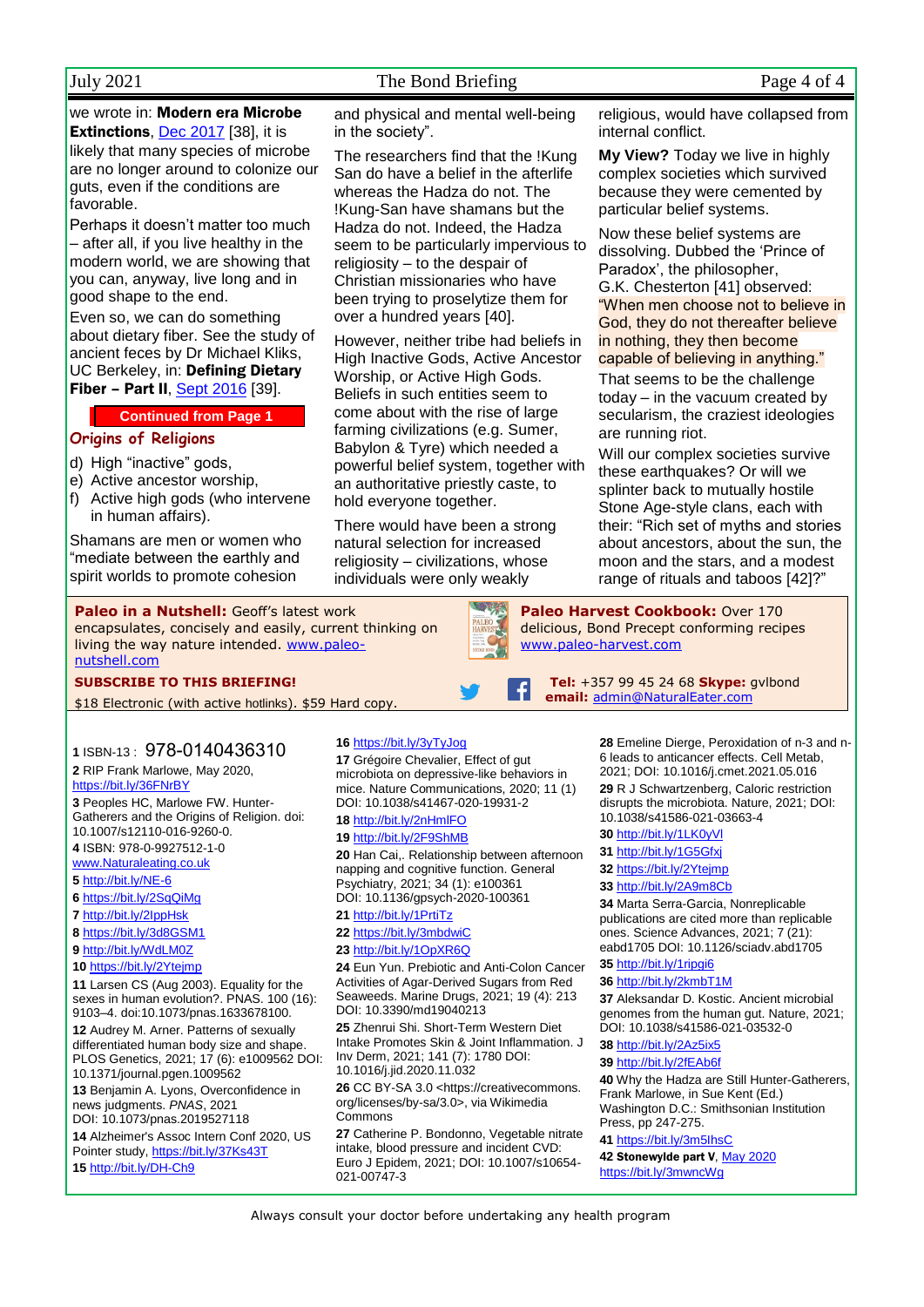we wrote in: **Modern era Microbe Extinctions**, Dec 2017 [38], it is likely that many species of microbe are no longer around to colonize our guts, even if the conditions are favorable.

Perhaps it doesn't matter too much – after all, if you live healthy in the modern world, we are showing that you can, anyway, live long and in good shape to the end.

Even so, we can do something about dietary fiber. See the study of ancient feces by Dr Michael Kliks, UC Berkeley, in: **Defining Dietary Fiber – Part II**, Sept 2016 [39].

**Continued from Page 1**

## *Origins of Religions*

d) High "inactive" gods,
e) Active ancestor worship,
f) Active high gods (who intervene in human affairs).

Shamans are men or women who "mediate between the earthly and spirit worlds to promote cohesion and physical and mental well-being in the society".

The researchers find that the !Kung San do have a belief in the afterlife whereas the Hadza do not. The !Kung-San have shamans but the Hadza do not. Indeed, the Hadza seem to be particularly impervious to religiosity – to the despair of Christian missionaries who have been trying to proselytize them for over a hundred years [40].

However, neither tribe had beliefs in High Inactive Gods, Active Ancestor Worship, or Active High Gods. Beliefs in such entities seem to come about with the rise of large farming civilizations (e.g. Sumer, Babylon & Tyre) which needed a powerful belief system, together with an authoritative priestly caste, to hold everyone together.

There would have been a strong natural selection for increased religiosity – civilizations, whose individuals were only weakly religious, would have collapsed from internal conflict.

**My View?** Today we live in highly complex societies which survived because they were cemented by particular belief systems.

Now these belief systems are dissolving. Dubbed the 'Prince of Paradox', the philosopher, G.K. Chesterton [41] observed: "When men choose not to believe in God, they do not thereafter believe in nothing, they then become capable of believing in anything."

That seems to be the challenge today – in the vacuum created by secularism, the craziest ideologies are running riot.

Will our complex societies survive these earthquakes? Or will we splinter back to mutually hostile Stone Age-style clans, each with their: "Rich set of myths and stories about ancestors, about the sun, the moon and the stars, and a modest range of rituals and taboos [42]?"

**Paleo in a Nutshell:** Geoff's latest work encapsulates, concisely and easily, current thinking on living the way nature intended. www.paleo-nutshell.com

**Paleo Harvest Cookbook:** Over 170 delicious, Bond Precept conforming recipes www.paleo-harvest.com

**SUBSCRIBE TO THIS BRIEFING!**

$18 Electronic (with active hotlinks). $59 Hard copy.

**Tel:** +357 99 45 24 68 **Skype:** gvlbond
**email:** admin@NaturalEater.com

**1** ISBN-13 : 978-0140436310
**2** RIP Frank Marlowe, May 2020, https://bit.ly/36FNrBY
**3** Peoples HC, Marlowe FW. Hunter-Gatherers and the Origins of Religion. doi: 10.1007/s12110-016-9260-0.
**4** ISBN: 978-0-9927512-1-0 www.Naturaleating.co.uk
**5** http://bit.ly/NE-6
**6** https://bit.ly/2SqQiMq
**7** http://bit.ly/2IppHsk
**8** https://bit.ly/3d8GSM1
**9** http://bit.ly/WdLM0Z
**10** https://bit.ly/2Ytejmp
**11** Larsen CS (Aug 2003). Equality for the sexes in human evolution?. PNAS. 100 (16): 9103–4. doi:10.1073/pnas.1633678100.
**12** Audrey M. Arner. Patterns of sexually differentiated human body size and shape. PLOS Genetics, 2021; 17 (6): e1009562 DOI: 10.1371/journal.pgen.1009562
**13** Benjamin A. Lyons, Overconfidence in news judgments. *PNAS*, 2021 DOI: 10.1073/pnas.2019527118
**14** Alzheimer's Assoc Intern Conf 2020, US Pointer study, https://bit.ly/37Ks43T
**15** http://bit.ly/DH-Ch9
**16** https://bit.ly/3yTyJog
**17** Grégoire Chevalier, Effect of gut microbiota on depressive-like behaviors in mice. Nature Communications, 2020; 11 (1) DOI: 10.1038/s41467-020-19931-2
**18** http://bit.ly/2nHmIFO
**19** http://bit.ly/2F9ShMB
**20** Han Cai,. Relationship between afternoon napping and cognitive function. General Psychiatry, 2021; 34 (1): e100361 DOI: 10.1136/gpsych-2020-100361
**21** http://bit.ly/1PrtiTz
**22** https://bit.ly/3mbdwiC
**23** http://bit.ly/1OpXR6Q
**24** Eun Yun. Prebiotic and Anti-Colon Cancer Activities of Agar-Derived Sugars from Red Seaweeds. Marine Drugs, 2021; 19 (4): 213 DOI: 10.3390/md19040213
**25** Zhenrui Shi. Short-Term Western Diet Intake Promotes Skin & Joint Inflammation. J Inv Derm, 2021; 141 (7): 1780 DOI: 10.1016/j.jid.2020.11.032
**26** CC BY-SA 3.0 <https://creativecommons.org/licenses/by-sa/3.0>, via Wikimedia Commons
**27** Catherine P. Bondonno, Vegetable nitrate intake, blood pressure and incident CVD: Euro J Epidem, 2021; DOI: 10.1007/s10654-021-00747-3
**28** Emeline Dierge, Peroxidation of n-3 and n-6 leads to anticancer effects. Cell Metab, 2021; DOI: 10.1016/j.cmet.2021.05.016
**29** R J Schwartzenberg, Caloric restriction disrupts the microbiota. Nature, 2021; DOI: 10.1038/s41586-021-03663-4
**30** http://bit.ly/1LK0yVl
**31** http://bit.ly/1G5Gfxj
**32** https://bit.ly/2Ytejmp
**33** http://bit.ly/2A9m8Cb
**34** Marta Serra-Garcia, Nonreplicable publications are cited more than replicable ones. Science Advances, 2021; 7 (21): eabd1705 DOI: 10.1126/sciadv.abd1705
**35** http://bit.ly/1ripgi6
**36** http://bit.ly/2kmbT1M
**37** Aleksandar D. Kostic. Ancient microbial genomes from the human gut. Nature, 2021; DOI: 10.1038/s41586-021-03532-0
**38** http://bit.ly/2Az5ix5
**39** http://bit.ly/2fEAb6f
**40** Why the Hadza are Still Hunter-Gatherers, Frank Marlowe, in Sue Kent (Ed.) Washington D.C.: Smithsonian Institution Press, pp 247-275.
**41** https://bit.ly/3m5lhsC
**42** **Stonewylde part V**, May 2020 https://bit.ly/3mwncWg

Always consult your doctor before undertaking any health program